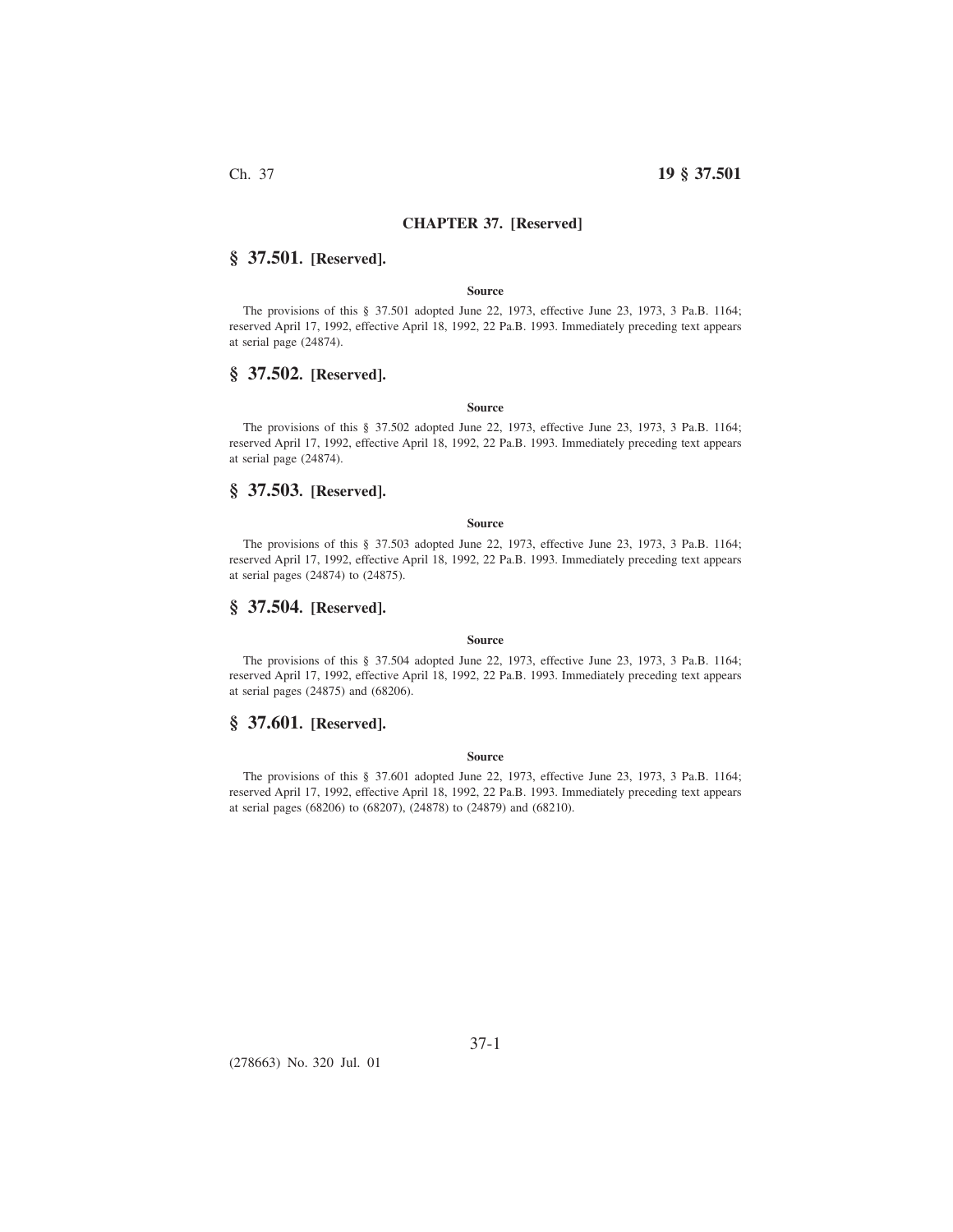# CHAPTER 37. [Reserved]

## § 37.501. [Reserved].

**Source**

The provisions of this § 37.501 adopted June 22, 1973, effective June 23, 1973, 3 Pa.B. 1164; reserved April 17, 1992, effective April 18, 1992, 22 Pa.B. 1993. Immediately preceding text appears at serial page (24874).

## § 37.502. [Reserved].

**Source**

The provisions of this § 37.502 adopted June 22, 1973, effective June 23, 1973, 3 Pa.B. 1164; reserved April 17, 1992, effective April 18, 1992, 22 Pa.B. 1993. Immediately preceding text appears at serial page (24874).

## § 37.503. [Reserved].

**Source**

The provisions of this § 37.503 adopted June 22, 1973, effective June 23, 1973, 3 Pa.B. 1164; reserved April 17, 1992, effective April 18, 1992, 22 Pa.B. 1993. Immediately preceding text appears at serial pages (24874) to (24875).

## § 37.504. [Reserved].

**Source**

The provisions of this § 37.504 adopted June 22, 1973, effective June 23, 1973, 3 Pa.B. 1164; reserved April 17, 1992, effective April 18, 1992, 22 Pa.B. 1993. Immediately preceding text appears at serial pages (24875) and (68206).

## § 37.601. [Reserved].

**Source**

The provisions of this § 37.601 adopted June 22, 1973, effective June 23, 1973, 3 Pa.B. 1164; reserved April 17, 1992, effective April 18, 1992, 22 Pa.B. 1993. Immediately preceding text appears at serial pages (68206) to (68207), (24878) to (24879) and (68210).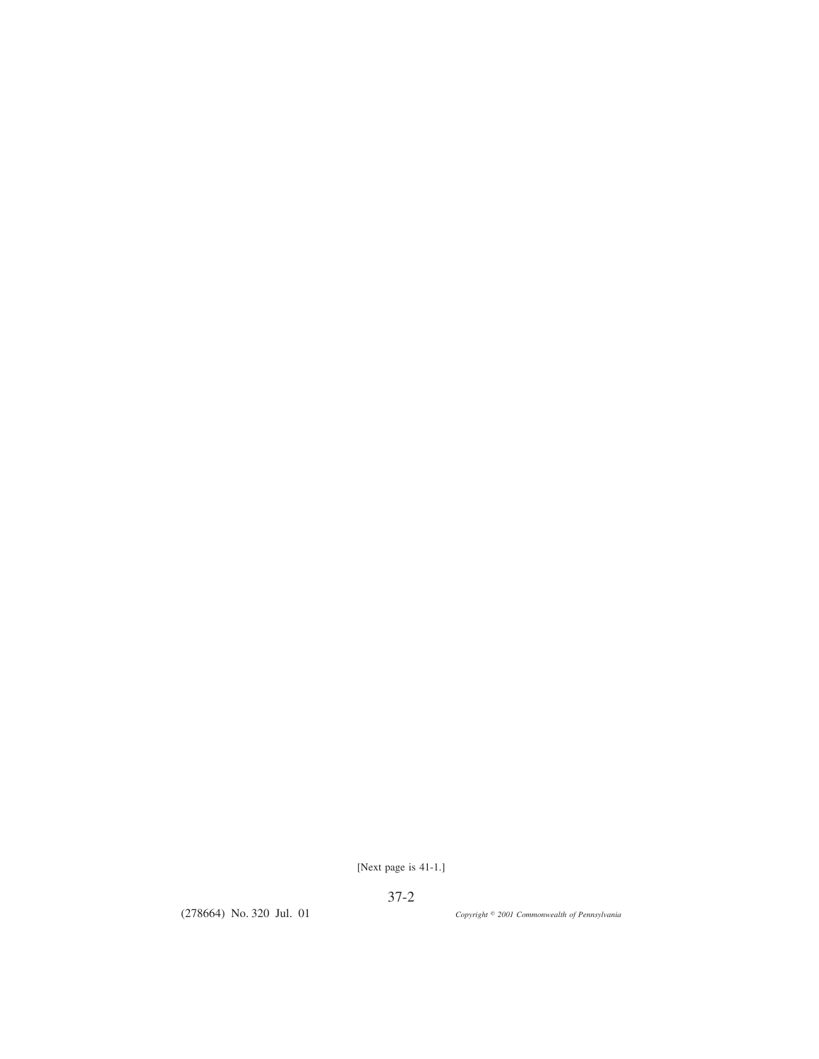[Next page is 41-1.]